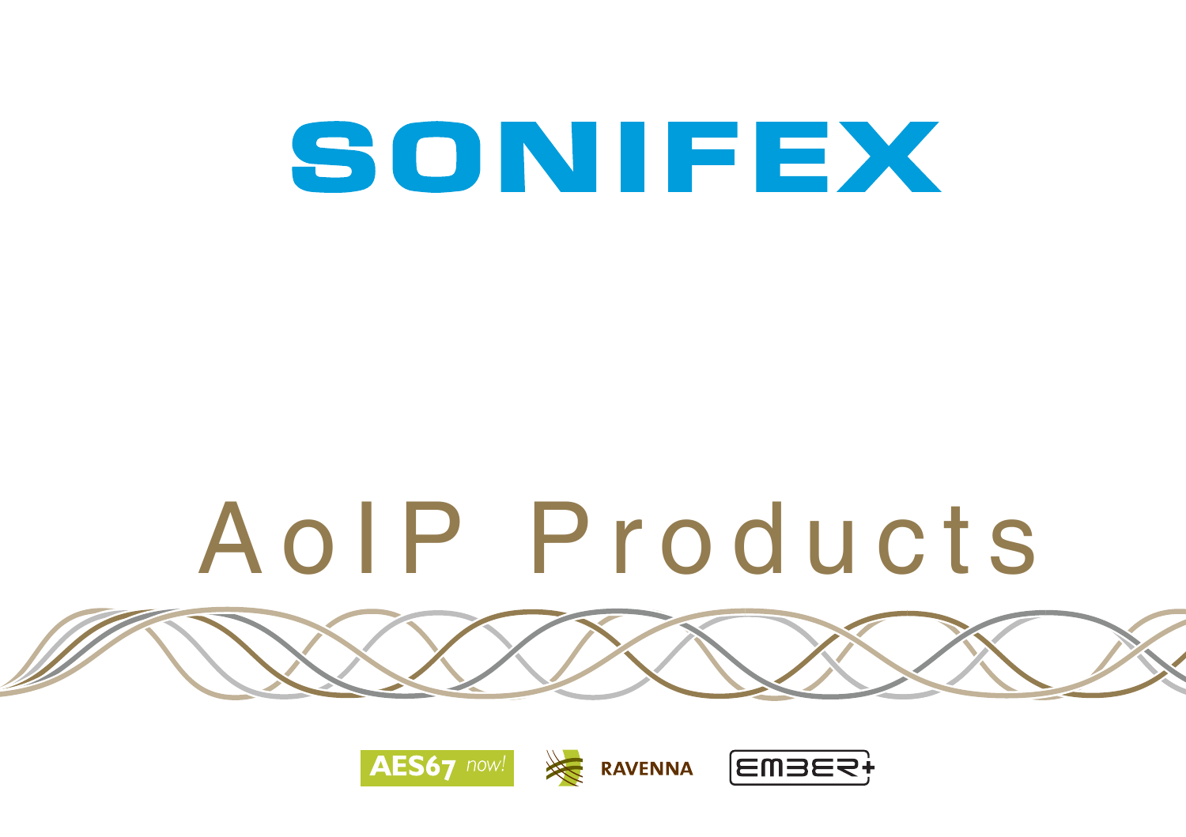# SONIFEX

# AoIP Products

AES67 now! RAVENNA EMBER+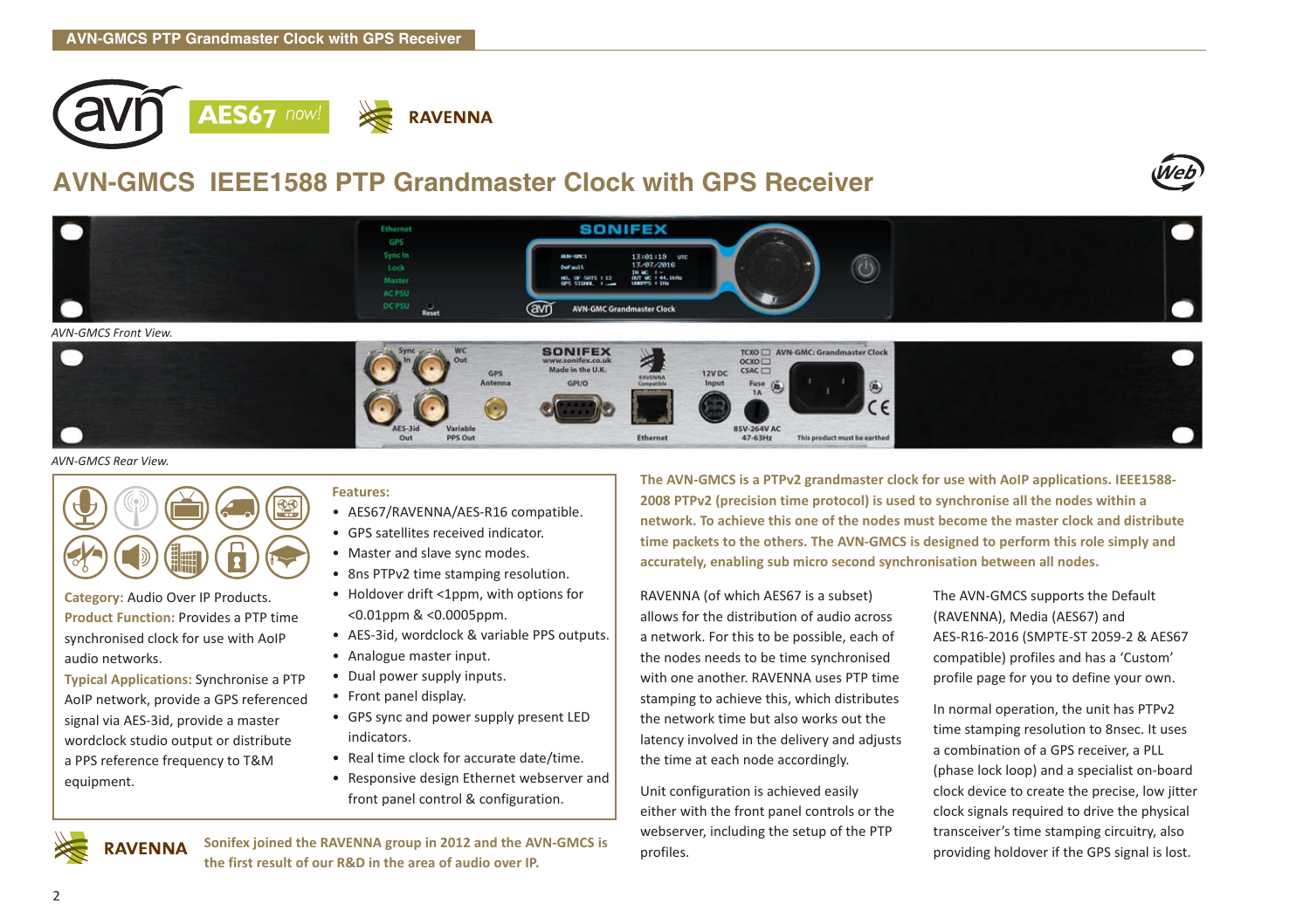# AVN-GMCS IEEE1588 PTP Grandmaster Clock with GPS Receiver

*AVN-GMCS Front View.*

*AVN-GMCS Rear View.*

**Category:** Audio Over IP Products.

**Product Function:** Provides a PTP time synchronised clock for use with AoIP audio networks.

**Typical Applications:** Synchronise a PTP AoIP network, provide a GPS referenced signal via AES-3id, provide a master wordclock studio output or distribute a PPS reference frequency to T&M equipment.

**Features:**

- AES67/RAVENNA/AES-R16 compatible.
- GPS satellites received indicator.
- Master and slave sync modes.
- 8ns PTPv2 time stamping resolution.
- Holdover drift <1ppm, with options for <0.01ppm & <0.0005ppm.
- AES-3id, wordclock & variable PPS outputs.
- Analogue master input.
- Dual power supply inputs.
- Front panel display.
- GPS sync and power supply present LED indicators.
- Real time clock for accurate date/time.
- Responsive design Ethernet webserver and front panel control & configuration.

**Sonifex joined the RAVENNA group in 2012 and the AVN-GMCS is the first result of our R&D in the area of audio over IP.**

**The AVN-GMCS is a PTPv2 grandmaster clock for use with AoIP applications. IEEE1588-2008 PTPv2 (precision time protocol) is used to synchronise all the nodes within a network. To achieve this one of the nodes must become the master clock and distribute time packets to the others. The AVN-GMCS is designed to perform this role simply and accurately, enabling sub micro second synchronisation between all nodes.**

RAVENNA (of which AES67 is a subset) allows for the distribution of audio across a network. For this to be possible, each of the nodes needs to be time synchronised with one another. RAVENNA uses PTP time stamping to achieve this, which distributes the network time but also works out the latency involved in the delivery and adjusts the time at each node accordingly.

Unit configuration is achieved easily either with the front panel controls or the webserver, including the setup of the PTP profiles.

The AVN-GMCS supports the Default (RAVENNA), Media (AES67) and AES-R16-2016 (SMPTE-ST 2059-2 & AES67 compatible) profiles and has a 'Custom' profile page for you to define your own.

In normal operation, the unit has PTPv2 time stamping resolution to 8nsec. It uses a combination of a GPS receiver, a PLL (phase lock loop) and a specialist on-board clock device to create the precise, low jitter clock signals required to drive the physical transceiver's time stamping circuitry, also providing holdover if the GPS signal is lost.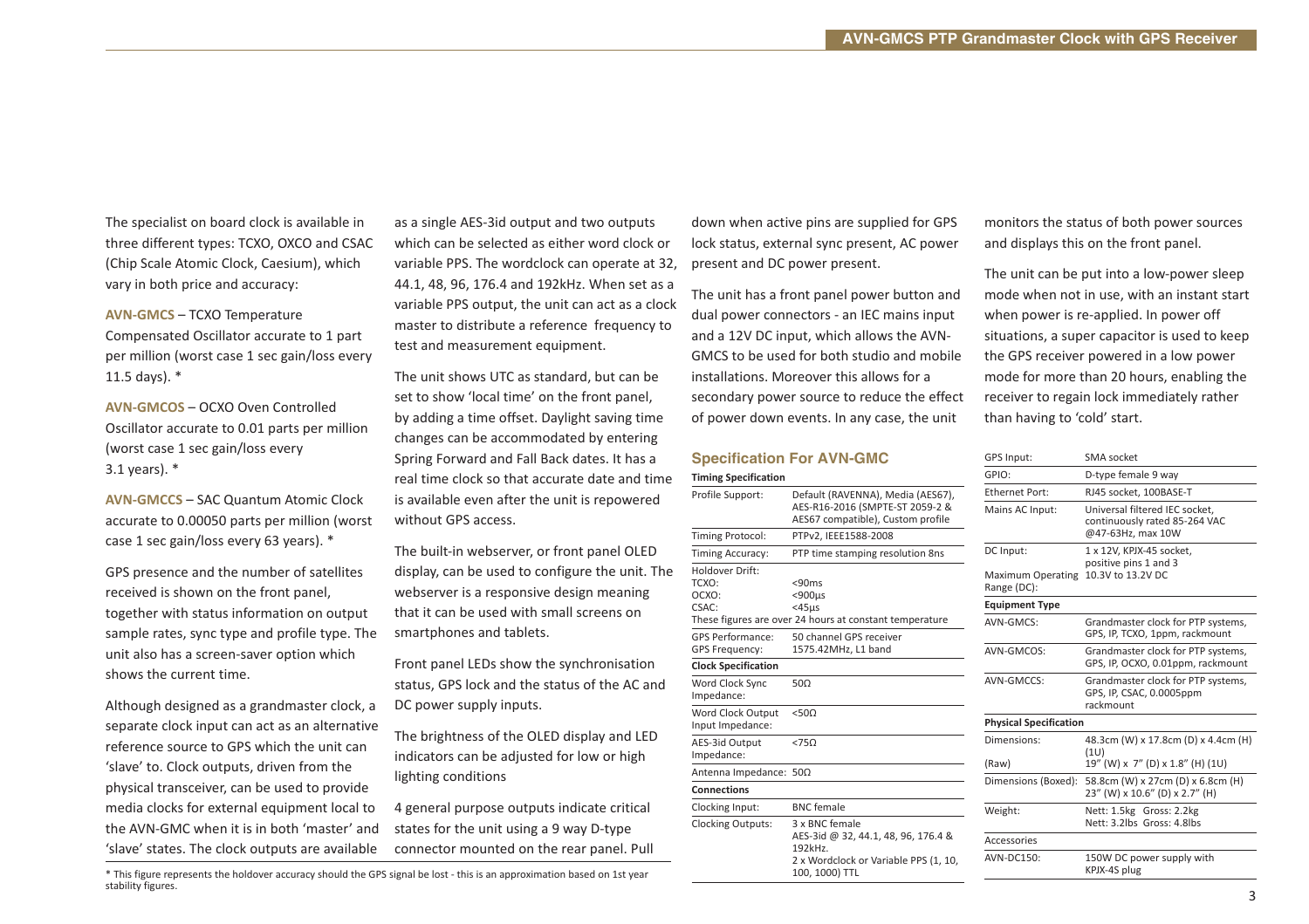The specialist on board clock is available in three different types: TCXO, OXCO and CSAC (Chip Scale Atomic Clock, Caesium), which vary in both price and accuracy:

**AVN-GMCS** – TCXO Temperature Compensated Oscillator accurate to 1 part per million (worst case 1 sec gain/loss every 11.5 days). *

**AVN-GMCOS** – OCXO Oven Controlled Oscillator accurate to 0.01 parts per million (worst case 1 sec gain/loss every 3.1 years). *

**AVN-GMCCS** – SAC Quantum Atomic Clock accurate to 0.00050 parts per million (worst case 1 sec gain/loss every 63 years). *

GPS presence and the number of satellites received is shown on the front panel, together with status information on output sample rates, sync type and profile type. The unit also has a screen-saver option which shows the current time.

Although designed as a grandmaster clock, a separate clock input can act as an alternative reference source to GPS which the unit can 'slave' to. Clock outputs, driven from the physical transceiver, can be used to provide media clocks for external equipment local to the AVN-GMC when it is in both 'master' and 'slave' states. The clock outputs are available as a single AES-3id output and two outputs which can be selected as either word clock or variable PPS. The wordclock can operate at 32, 44.1, 48, 96, 176.4 and 192kHz. When set as a variable PPS output, the unit can act as a clock master to distribute a reference frequency to test and measurement equipment.

The unit shows UTC as standard, but can be set to show 'local time' on the front panel, by adding a time offset. Daylight saving time changes can be accommodated by entering Spring Forward and Fall Back dates. It has a real time clock so that accurate date and time is available even after the unit is repowered without GPS access.

The built-in webserver, or front panel OLED display, can be used to configure the unit. The webserver is a responsive design meaning that it can be used with small screens on smartphones and tablets.

Front panel LEDs show the synchronisation status, GPS lock and the status of the AC and DC power supply inputs.

The brightness of the OLED display and LED indicators can be adjusted for low or high lighting conditions

4 general purpose outputs indicate critical states for the unit using a 9 way D-type connector mounted on the rear panel. Pull down when active pins are supplied for GPS lock status, external sync present, AC power present and DC power present.

The unit has a front panel power button and dual power connectors - an IEC mains input and a 12V DC input, which allows the AVN-GMCS to be used for both studio and mobile installations. Moreover this allows for a secondary power source to reduce the effect of power down events. In any case, the unit monitors the status of both power sources and displays this on the front panel.

The unit can be put into a low-power sleep mode when not in use, with an instant start when power is re-applied. In power off situations, a super capacitor is used to keep the GPS receiver powered in a low power mode for more than 20 hours, enabling the receiver to regain lock immediately rather than having to 'cold' start.

## Specification For AVN-GMC

| **Timing Specification** | |
|---|---|
| Profile Support: | Default (RAVENNA), Media (AES67), AES-R16-2016 (SMPTE-ST 2059-2 & AES67 compatible), Custom profile |
| Timing Protocol: | PTPv2, IEEE1588-2008 |
| Timing Accuracy: | PTP time stamping resolution 8ns |
| Holdover Drift: | |
| TCXO: | <90ms |
| OCXO: | <900µs |
| CSAC: | <45µs |
| These figures are over 24 hours at constant temperature | |
| GPS Performance: | 50 channel GPS receiver |
| GPS Frequency: | 1575.42MHz, L1 band |
| **Clock Specification** | |
| Word Clock Sync Impedance: | 50Ω |
| Word Clock Output Input Impedance: | <50Ω |
| AES-3id Output Impedance: | <75Ω |
| Antenna Impedance: | 50Ω |
| **Connections** | |
| Clocking Input: | BNC female |
| Clocking Outputs: | 3 x BNC female<br>AES-3id @ 32, 44.1, 48, 96, 176.4 & 192kHz.<br>2 x Wordclock or Variable PPS (1, 10, 100, 1000) TTL |
| GPS Input: | SMA socket |
| GPIO: | D-type female 9 way |
| Ethernet Port: | RJ45 socket, 100BASE-T |
| Mains AC Input: | Universal filtered IEC socket, continuously rated 85-264 VAC @47-63Hz, max 10W |
| DC Input: | 1 x 12V, KPJX-45 socket, positive pins 1 and 3 |
| Maximum Operating Range (DC): | 10.3V to 13.2V DC |
| **Equipment Type** | |
| AVN-GMCS: | Grandmaster clock for PTP systems, GPS, IP, TCXO, 1ppm, rackmount |
| AVN-GMCOS: | Grandmaster clock for PTP systems, GPS, IP, OCXO, 0.01ppm, rackmount |
| AVN-GMCCS: | Grandmaster clock for PTP systems, GPS, IP, CSAC, 0.0005ppm rackmount |
| **Physical Specification** | |
| Dimensions: | 48.3cm (W) x 17.8cm (D) x 4.4cm (H) (1U) |
| (Raw) | 19" (W) x 7" (D) x 1.8" (H) (1U) |
| Dimensions (Boxed): | 58.8cm (W) x 27cm (D) x 6.8cm (H)<br>23" (W) x 10.6" (D) x 2.7" (H) |
| Weight: | Nett: 1.5kg Gross: 2.2kg<br>Nett: 3.2lbs Gross: 4.8lbs |
| Accessories | |
| AVN-DC150: | 150W DC power supply with KPJX-4S plug |

* This figure represents the holdover accuracy should the GPS signal be lost - this is an approximation based on 1st year stability figures.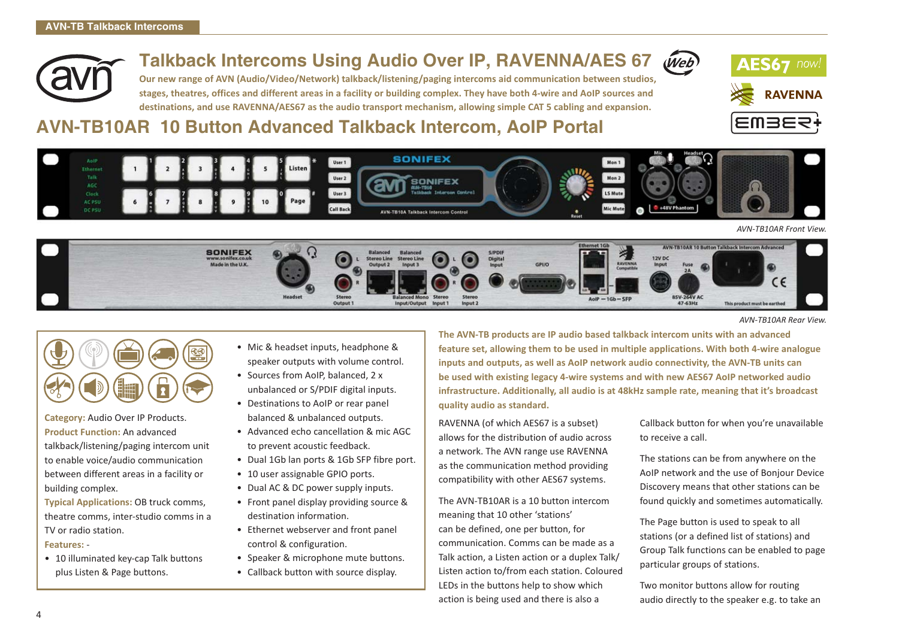# Talkback Intercoms Using Audio Over IP, RAVENNA/AES 67

**Our new range of AVN (Audio/Video/Network) talkback/listening/paging intercoms aid communication between studios, stages, theatres, offices and different areas in a facility or building complex. They have both 4-wire and AoIP sources and destinations, and use RAVENNA/AES67 as the audio transport mechanism, allowing simple CAT 5 cabling and expansion.**

## AVN-TB10AR 10 Button Advanced Talkback Intercom, AoIP Portal

*AVN-TB10AR Front View.*

*AVN-TB10AR Rear View.*

**Category:** Audio Over IP Products.

**Product Function:** An advanced talkback/listening/paging intercom unit to enable voice/audio communication between different areas in a facility or building complex.

**Typical Applications:** OB truck comms, theatre comms, inter-studio comms in a TV or radio station.

**Features:** -

- 10 illuminated key-cap Talk buttons plus Listen & Page buttons.
- Mic & headset inputs, headphone & speaker outputs with volume control.
- Sources from AoIP, balanced, 2 x unbalanced or S/PDIF digital inputs.
- Destinations to AoIP or rear panel balanced & unbalanced outputs.
- Advanced echo cancellation & mic AGC to prevent acoustic feedback.
- Dual 1Gb lan ports & 1Gb SFP fibre port.
- 10 user assignable GPIO ports.
- Dual AC & DC power supply inputs.
- Front panel display providing source & destination information.
- Ethernet webserver and front panel control & configuration.
- Speaker & microphone mute buttons.
- Callback button with source display.

**The AVN-TB products are IP audio based talkback intercom units with an advanced feature set, allowing them to be used in multiple applications. With both 4-wire analogue inputs and outputs, as well as AoIP network audio connectivity, the AVN-TB units can be used with existing legacy 4-wire systems and with new AES67 AoIP networked audio infrastructure. Additionally, all audio is at 48kHz sample rate, meaning that it's broadcast quality audio as standard.**

RAVENNA (of which AES67 is a subset) allows for the distribution of audio across a network. The AVN range use RAVENNA as the communication method providing compatibility with other AES67 systems.

The AVN-TB10AR is a 10 button intercom meaning that 10 other 'stations' can be defined, one per button, for communication. Comms can be made as a Talk action, a Listen action or a duplex Talk/Listen action to/from each station. Coloured LEDs in the buttons help to show which action is being used and there is also a Callback button for when you're unavailable to receive a call.

The stations can be from anywhere on the AoIP network and the use of Bonjour Device Discovery means that other stations can be found quickly and sometimes automatically.

The Page button is used to speak to all stations (or a defined list of stations) and Group Talk functions can be enabled to page particular groups of stations.

Two monitor buttons allow for routing audio directly to the speaker e.g. to take an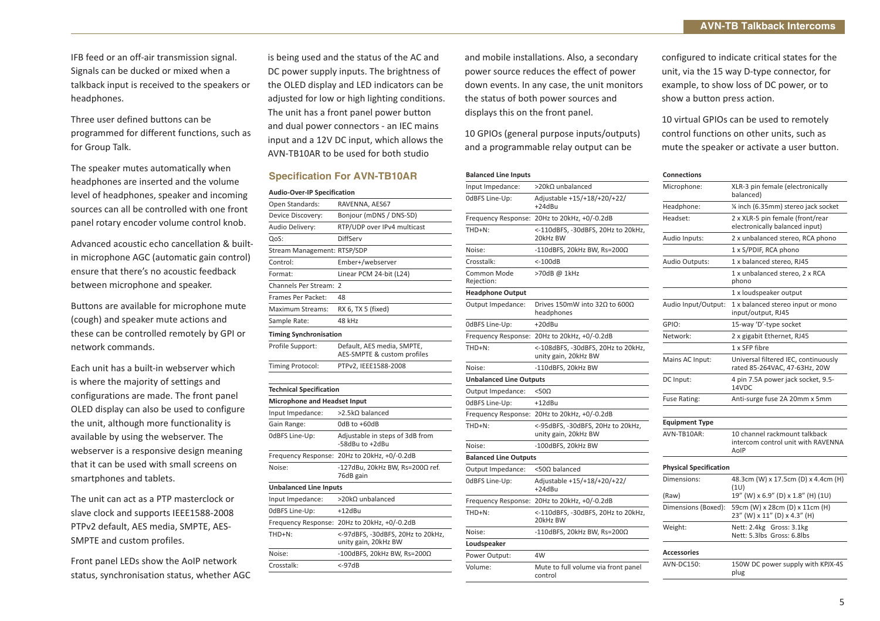IFB feed or an off-air transmission signal. Signals can be ducked or mixed when a talkback input is received to the speakers or headphones.

Three user defined buttons can be programmed for different functions, such as for Group Talk.

The speaker mutes automatically when headphones are inserted and the volume level of headphones, speaker and incoming sources can all be controlled with one front panel rotary encoder volume control knob.

Advanced acoustic echo cancellation & built-in microphone AGC (automatic gain control) ensure that there's no acoustic feedback between microphone and speaker.

Buttons are available for microphone mute (cough) and speaker mute actions and these can be controlled remotely by GPI or network commands.

Each unit has a built-in webserver which is where the majority of settings and configurations are made. The front panel OLED display can also be used to configure the unit, although more functionality is available by using the webserver. The webserver is a responsive design meaning that it can be used with small screens on smartphones and tablets.

The unit can act as a PTP masterclock or slave clock and supports IEEE1588-2008 PTPv2 default, AES media, SMPTE, AES-SMPTE and custom profiles.

Front panel LEDs show the AoIP network status, synchronisation status, whether AGC is being used and the status of the AC and DC power supply inputs. The brightness of the OLED display and LED indicators can be adjusted for low or high lighting conditions. The unit has a front panel power button and dual power connectors - an IEC mains input and a 12V DC input, which allows the AVN-TB10AR to be used for both studio and mobile installations. Also, a secondary power source reduces the effect of power down events. In any case, the unit monitors the status of both power sources and displays this on the front panel.

10 GPIOs (general purpose inputs/outputs) and a programmable relay output can be configured to indicate critical states for the unit, via the 15 way D-type connector, for example, to show loss of DC power, or to show a button press action.

10 virtual GPIOs can be used to remotely control functions on other units, such as mute the speaker or activate a user button.

## Specification For AVN-TB10AR

**Audio-Over-IP Specification**

| | |
|---|---|
| Open Standards: | RAVENNA, AES67 |
| Device Discovery: | Bonjour (mDNS / DNS-SD) |
| Audio Delivery: | RTP/UDP over IPv4 multicast |
| QoS: | DiffServ |
| Stream Management: | RTSP/SDP |
| Control: | Ember+/webserver |
| Format: | Linear PCM 24-bit (L24) |
| Channels Per Stream: | 2 |
| Frames Per Packet: | 48 |
| Maximum Streams: | RX 6, TX 5 (fixed) |
| Sample Rate: | 48 kHz |

**Timing Synchronisation**

| | |
|---|---|
| Profile Support: | Default, AES media, SMPTE, AES-SMPTE & custom profiles |
| Timing Protocol: | PTPv2, IEEE1588-2008 |

**Technical Specification**

**Microphone and Headset Input**

| | |
|---|---|
| Input Impedance: | >2.5kΩ balanced |
| Gain Range: | 0dB to +60dB |
| 0dBFS Line-Up: | Adjustable in steps of 3dB from -58dBu to +2dBu |
| Frequency Response: | 20Hz to 20kHz, +0/-0.2dB |
| Noise: | -127dBu, 20kHz BW, Rs=200Ω ref. 76dB gain |

**Unbalanced Line Inputs**

| | |
|---|---|
| Input Impedance: | >20kΩ unbalanced |
| 0dBFS Line-Up: | +12dBu |
| Frequency Response: | 20Hz to 20kHz, +0/-0.2dB |
| THD+N: | <-97dBFS, -30dBFS, 20Hz to 20kHz, unity gain, 20kHz BW |
| Noise: | -100dBFS, 20kHz BW, Rs=200Ω |
| Crosstalk: | <-97dB |

**Balanced Line Inputs**

| | |
|---|---|
| Input Impedance: | >20kΩ unbalanced |
| 0dBFS Line-Up: | Adjustable +15/+18/+20/+22/+24dBu |
| Frequency Response: | 20Hz to 20kHz, +0/-0.2dB |
| THD+N: | <-110dBFS, -30dBFS, 20Hz to 20kHz, 20kHz BW |
| Noise: | -110dBFS, 20kHz BW, Rs=200Ω |
| Crosstalk: | <-100dB |
| Common Mode Rejection: | >70dB @ 1kHz |

**Headphone Output**

| | |
|---|---|
| Output Impedance: | Drives 150mW into 32Ω to 600Ω headphones |
| 0dBFS Line-Up: | +20dBu |
| Frequency Response: | 20Hz to 20kHz, +0/-0.2dB |
| THD+N: | <-108dBFS, -30dBFS, 20Hz to 20kHz, unity gain, 20kHz BW |
| Noise: | -110dBFS, 20kHz BW |

**Unbalanced Line Outputs**

| | |
|---|---|
| Output Impedance: | <50Ω |
| 0dBFS Line-Up: | +12dBu |
| Frequency Response: | 20Hz to 20kHz, +0/-0.2dB |
| THD+N: | <-95dBFS, -30dBFS, 20Hz to 20kHz, unity gain, 20kHz BW |
| Noise: | -100dBFS, 20kHz BW |

**Balanced Line Outputs**

| | |
|---|---|
| Output Impedance: | <50Ω balanced |
| 0dBFS Line-Up: | Adjustable +15/+18/+20/+22/+24dBu |
| Frequency Response: | 20Hz to 20kHz, +0/-0.2dB |
| THD+N: | <-110dBFS, -30dBFS, 20Hz to 20kHz, 20kHz BW |
| Noise: | -110dBFS, 20kHz BW, Rs=200Ω |

**Loudspeaker**

| | |
|---|---|
| Power Output: | 4W |
| Volume: | Mute to full volume via front panel control |

**Connections**

| | |
|---|---|
| Microphone: | XLR-3 pin female (electronically balanced) |
| Headphone: | ¼ inch (6.35mm) stereo jack socket |
| Headset: | 2 x XLR-5 pin female (front/rear electronically balanced input) |
| Audio Inputs: | 2 x unbalanced stereo, RCA phono |
| | 1 x S/PDIF, RCA phono |
| Audio Outputs: | 1 x balanced stereo, RJ45 |
| | 1 x unbalanced stereo, 2 x RCA phono |
| | 1 x loudspeaker output |
| Audio Input/Output: | 1 x balanced stereo input or mono input/output, RJ45 |
| GPIO: | 15-way 'D'-type socket |
| Network: | 2 x gigabit Ethernet, RJ45 |
| | 1 x SFP fibre |
| Mains AC Input: | Universal filtered IEC, continuously rated 85-264VAC, 47-63Hz, 20W |
| DC Input: | 4 pin 7.5A power jack socket, 9.5-14VDC |
| Fuse Rating: | Anti-surge fuse 2A 20mm x 5mm |

**Equipment Type**

| | |
|---|---|
| AVN-TB10AR: | 10 channel rackmount talkback intercom control unit with RAVENNA AoIP |

**Physical Specification**

| | |
|---|---|
| Dimensions: (Raw) | 48.3cm (W) x 17.5cm (D) x 4.4cm (H) (1U) 19" (W) x 6.9" (D) x 1.8" (H) (1U) |
| Dimensions (Boxed): | 59cm (W) x 28cm (D) x 11cm (H) 23" (W) x 11" (D) x 4.3" (H) |
| Weight: | Nett: 2.4kg Gross: 3.1kg Nett: 5.3lbs Gross: 6.8lbs |

**Accessories**

| | |
|---|---|
| AVN-DC150: | 150W DC power supply with KPJX-4S plug |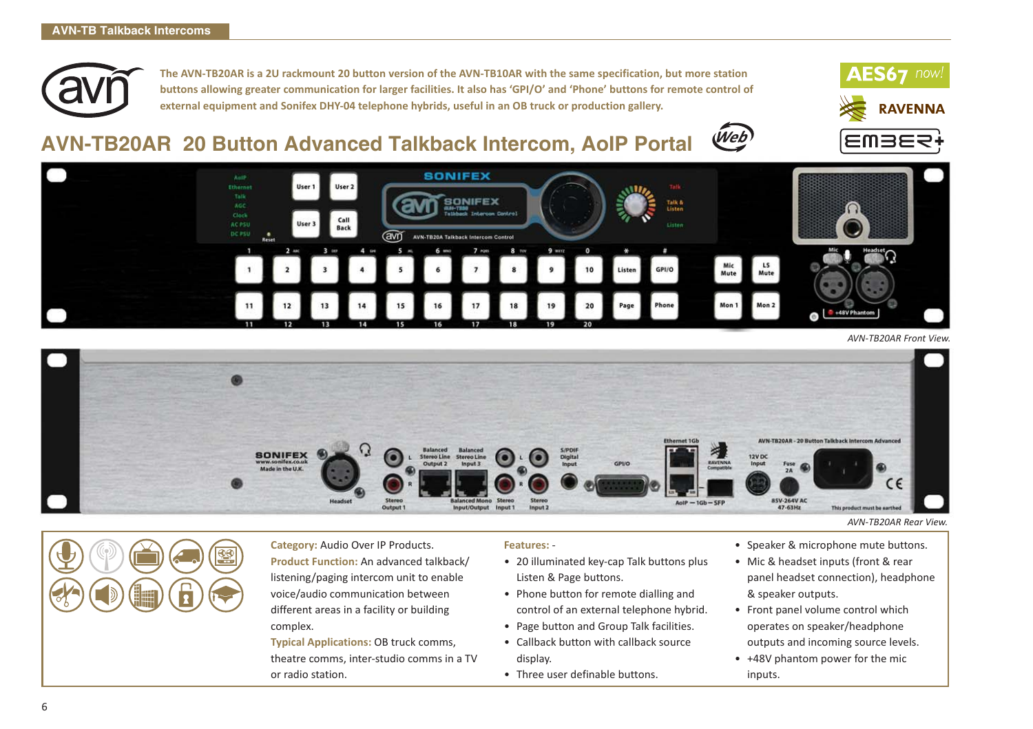AVN-TB Talkback Intercoms

**The AVN-TB20AR is a 2U rackmount 20 button version of the AVN-TB10AR with the same specification, but more station buttons allowing greater communication for larger facilities. It also has 'GPI/O' and 'Phone' buttons for remote control of external equipment and Sonifex DHY-04 telephone hybrids, useful in an OB truck or production gallery.**

## AVN-TB20AR 20 Button Advanced Talkback Intercom, AoIP Portal

*AVN-TB20AR Front View.*

*AVN-TB20AR Rear View.*

**Category:** Audio Over IP Products.

**Product Function:** An advanced talkback/listening/paging intercom unit to enable voice/audio communication between different areas in a facility or building complex.

**Typical Applications:** OB truck comms, theatre comms, inter-studio comms in a TV or radio station.

**Features:** -

- 20 illuminated key-cap Talk buttons plus Listen & Page buttons.
- Phone button for remote dialling and control of an external telephone hybrid.
- Page button and Group Talk facilities.
- Callback button with callback source display.
- Three user definable buttons.
- Speaker & microphone mute buttons.
- Mic & headset inputs (front & rear panel headset connection), headphone & speaker outputs.
- Front panel volume control which operates on speaker/headphone outputs and incoming source levels.
- +48V phantom power for the mic inputs.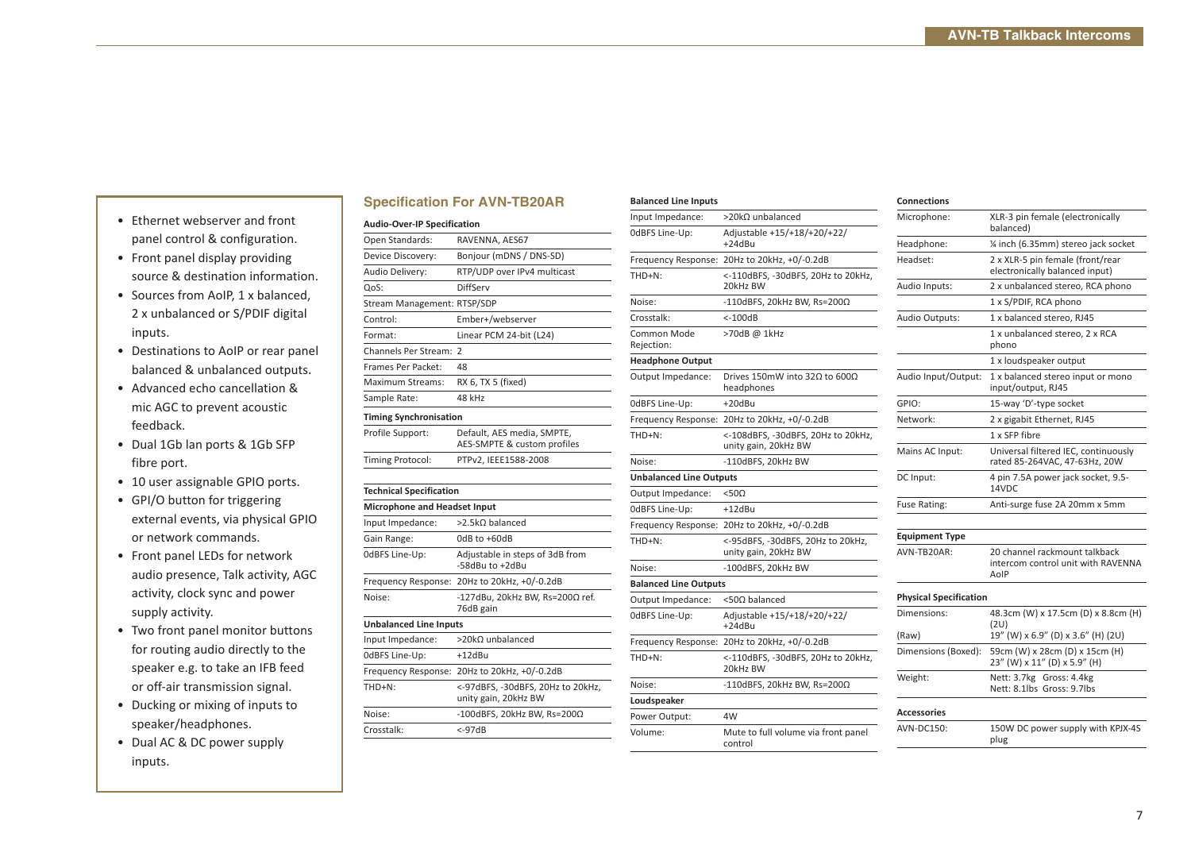- Ethernet webserver and front panel control & configuration.
- Front panel display providing source & destination information.
- Sources from AoIP, 1 x balanced, 2 x unbalanced or S/PDIF digital inputs.
- Destinations to AoIP or rear panel balanced & unbalanced outputs.
- Advanced echo cancellation & mic AGC to prevent acoustic feedback.
- Dual 1Gb lan ports & 1Gb SFP fibre port.
- 10 user assignable GPIO ports.
- GPI/O button for triggering external events, via physical GPIO or network commands.
- Front panel LEDs for network audio presence, Talk activity, AGC activity, clock sync and power supply activity.
- Two front panel monitor buttons for routing audio directly to the speaker e.g. to take an IFB feed or off-air transmission signal.
- Ducking or mixing of inputs to speaker/headphones.
- Dual AC & DC power supply inputs.

## Specification For AVN-TB20AR

**Audio-Over-IP Specification**

| | |
|---|---|
| Open Standards: | RAVENNA, AES67 |
| Device Discovery: | Bonjour (mDNS / DNS-SD) |
| Audio Delivery: | RTP/UDP over IPv4 multicast |
| QoS: | DiffServ |
| Stream Management: | RTSP/SDP |
| Control: | Ember+/webserver |
| Format: | Linear PCM 24-bit (L24) |
| Channels Per Stream: | 2 |
| Frames Per Packet: | 48 |
| Maximum Streams: | RX 6, TX 5 (fixed) |
| Sample Rate: | 48 kHz |

**Timing Synchronisation**

| | |
|---|---|
| Profile Support: | Default, AES media, SMPTE, AES-SMPTE & custom profiles |
| Timing Protocol: | PTPv2, IEEE1588-2008 |

**Technical Specification**

**Microphone and Headset Input**

| | |
|---|---|
| Input Impedance: | >2.5kΩ balanced |
| Gain Range: | 0dB to +60dB |
| 0dBFS Line-Up: | Adjustable in steps of 3dB from -58dBu to +2dBu |
| Frequency Response: | 20Hz to 20kHz, +0/-0.2dB |
| Noise: | -127dBu, 20kHz BW, Rs=200Ω ref. 76dB gain |

**Unbalanced Line Inputs**

| | |
|---|---|
| Input Impedance: | >20kΩ unbalanced |
| 0dBFS Line-Up: | +12dBu |
| Frequency Response: | 20Hz to 20kHz, +0/-0.2dB |
| THD+N: | <-97dBFS, -30dBFS, 20Hz to 20kHz, unity gain, 20kHz BW |
| Noise: | -100dBFS, 20kHz BW, Rs=200Ω |
| Crosstalk: | <-97dB |

**Balanced Line Inputs**

| | |
|---|---|
| Input Impedance: | >20kΩ unbalanced |
| 0dBFS Line-Up: | Adjustable +15/+18/+20/+22/ +24dBu |
| Frequency Response: | 20Hz to 20kHz, +0/-0.2dB |
| THD+N: | <-110dBFS, -30dBFS, 20Hz to 20kHz, 20kHz BW |
| Noise: | -110dBFS, 20kHz BW, Rs=200Ω |
| Crosstalk: | <-100dB |
| Common Mode Rejection: | >70dB @ 1kHz |

**Headphone Output**

| | |
|---|---|
| Output Impedance: | Drives 150mW into 32Ω to 600Ω headphones |
| 0dBFS Line-Up: | +20dBu |
| Frequency Response: | 20Hz to 20kHz, +0/-0.2dB |
| THD+N: | <-108dBFS, -30dBFS, 20Hz to 20kHz, unity gain, 20kHz BW |
| Noise: | -110dBFS, 20kHz BW |

**Unbalanced Line Outputs**

| | |
|---|---|
| Output Impedance: | <50Ω |
| 0dBFS Line-Up: | +12dBu |
| Frequency Response: | 20Hz to 20kHz, +0/-0.2dB |
| THD+N: | <-95dBFS, -30dBFS, 20Hz to 20kHz, unity gain, 20kHz BW |
| Noise: | -100dBFS, 20kHz BW |

**Balanced Line Outputs**

| | |
|---|---|
| Output Impedance: | <50Ω balanced |
| 0dBFS Line-Up: | Adjustable +15/+18/+20/+22/ +24dBu |
| Frequency Response: | 20Hz to 20kHz, +0/-0.2dB |
| THD+N: | <-110dBFS, -30dBFS, 20Hz to 20kHz, 20kHz BW |
| Noise: | -110dBFS, 20kHz BW, Rs=200Ω |

**Loudspeaker**

| | |
|---|---|
| Power Output: | 4W |
| Volume: | Mute to full volume via front panel control |

**Connections**

| | |
|---|---|
| Microphone: | XLR-3 pin female (electronically balanced) |
| Headphone: | ¼ inch (6.35mm) stereo jack socket |
| Headset: | 2 x XLR-5 pin female (front/rear electronically balanced input) |
| Audio Inputs: | 2 x unbalanced stereo, RCA phono |
| | 1 x S/PDIF, RCA phono |
| Audio Outputs: | 1 x balanced stereo, RJ45 |
| | 1 x unbalanced stereo, 2 x RCA phono |
| | 1 x loudspeaker output |
| Audio Input/Output: | 1 x balanced stereo input or mono input/output, RJ45 |
| GPIO: | 15-way 'D'-type socket |
| Network: | 2 x gigabit Ethernet, RJ45 |
| | 1 x SFP fibre |
| Mains AC Input: | Universal filtered IEC, continuously rated 85-264VAC, 47-63Hz, 20W |
| DC Input: | 4 pin 7.5A power jack socket, 9.5-14VDC |
| Fuse Rating: | Anti-surge fuse 2A 20mm x 5mm |

**Equipment Type**

| | |
|---|---|
| AVN-TB20AR: | 20 channel rackmount talkback intercom control unit with RAVENNA AoIP |

**Physical Specification**

| | |
|---|---|
| Dimensions: | 48.3cm (W) x 17.5cm (D) x 8.8cm (H) (2U) |
| (Raw) | 19" (W) x 6.9" (D) x 3.6" (H) (2U) |
| Dimensions (Boxed): | 59cm (W) x 28cm (D) x 15cm (H) 23" (W) x 11" (D) x 5.9" (H) |
| Weight: | Nett: 3.7kg Gross: 4.4kg Nett: 8.1lbs Gross: 9.7lbs |

**Accessories**

| | |
|---|---|
| AVN-DC150: | 150W DC power supply with KPJX-4S plug |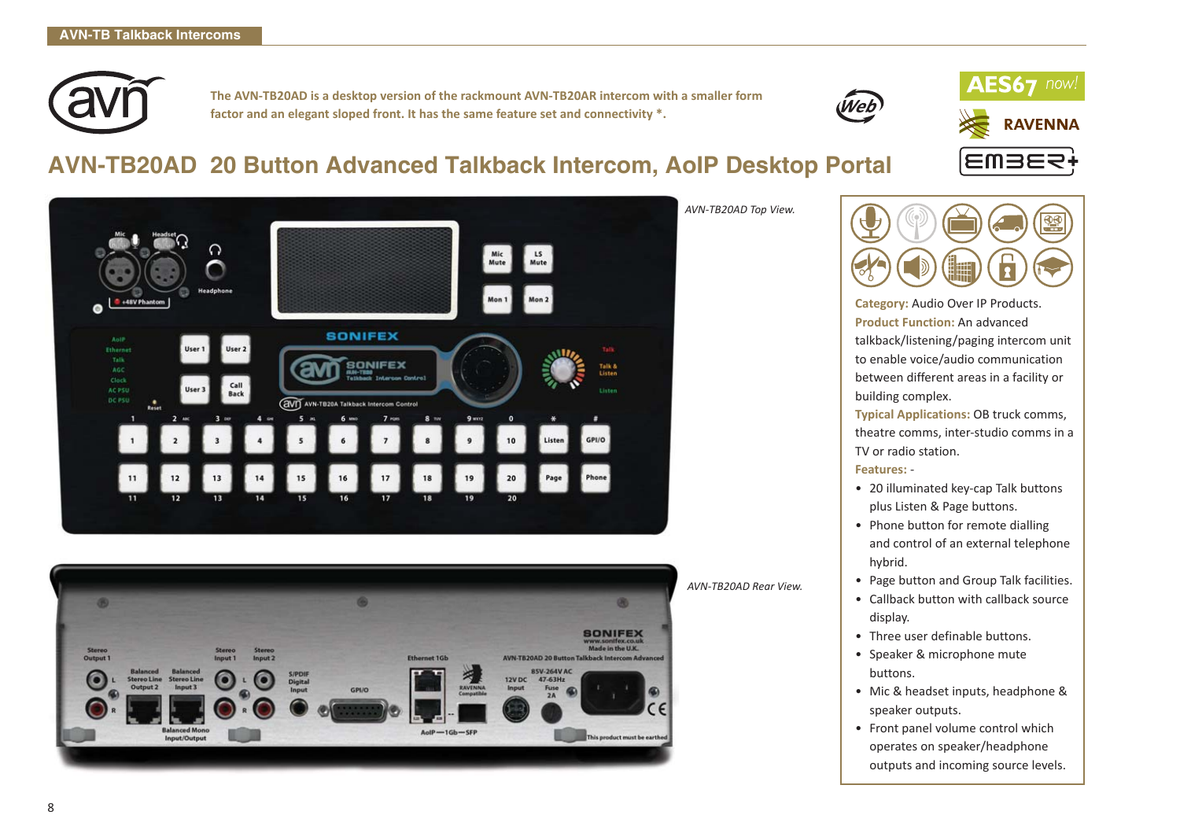The AVN-TB20AD is a desktop version of the rackmount AVN-TB20AR intercom with a smaller form factor and an elegant sloped front. It has the same feature set and connectivity *.

# AVN-TB20AD 20 Button Advanced Talkback Intercom, AoIP Desktop Portal

*AVN-TB20AD Top View.*

*AVN-TB20AD Rear View.*

**Category:** Audio Over IP Products.

**Product Function:** An advanced talkback/listening/paging intercom unit to enable voice/audio communication between different areas in a facility or building complex.

**Typical Applications:** OB truck comms, theatre comms, inter-studio comms in a TV or radio station.

**Features:** -

- 20 illuminated key-cap Talk buttons plus Listen & Page buttons.
- Phone button for remote dialling and control of an external telephone hybrid.
- Page button and Group Talk facilities.
- Callback button with callback source display.
- Three user definable buttons.
- Speaker & microphone mute buttons.
- Mic & headset inputs, headphone & speaker outputs.
- Front panel volume control which operates on speaker/headphone outputs and incoming source levels.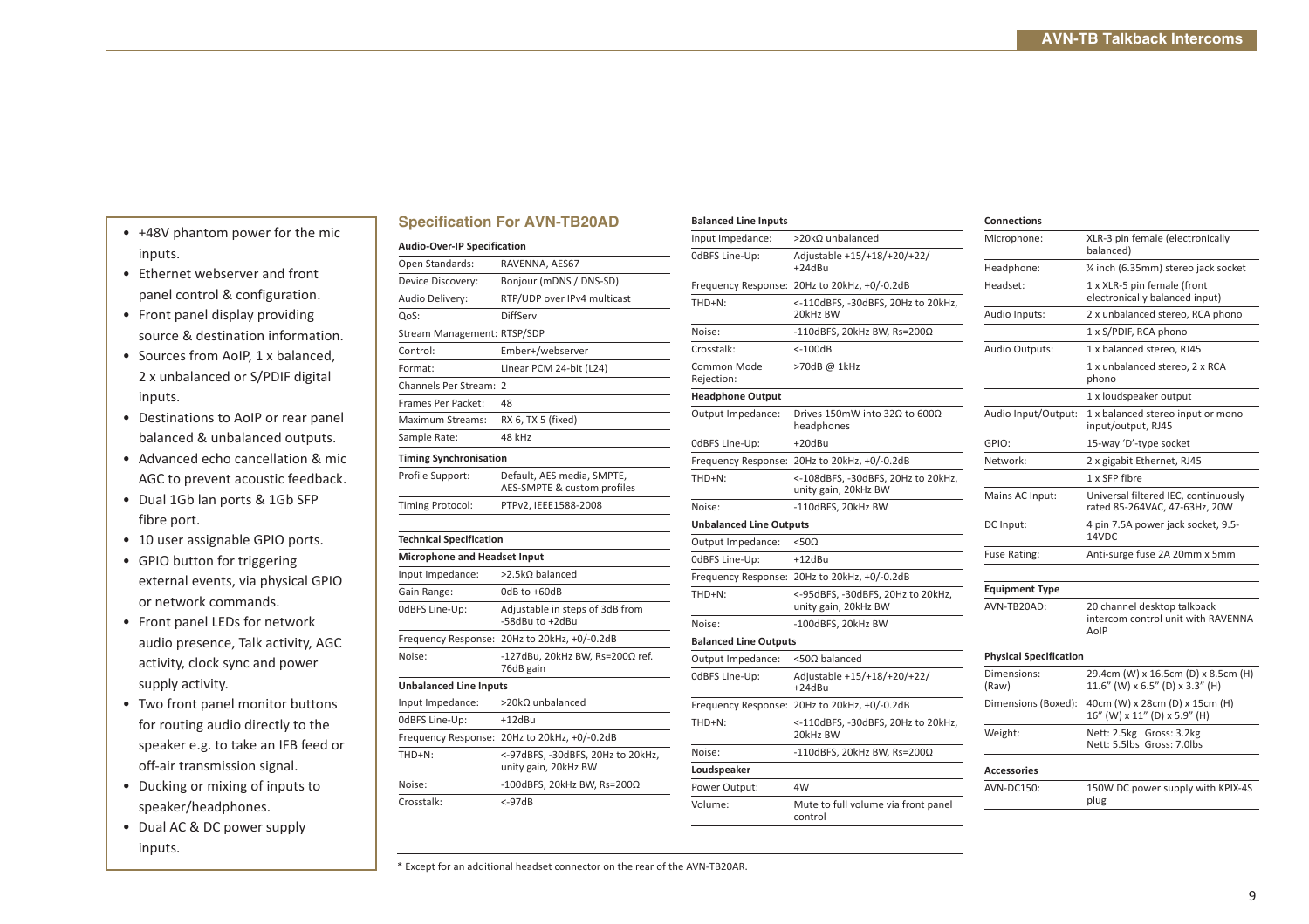- +48V phantom power for the mic inputs.
- Ethernet webserver and front panel control & configuration.
- Front panel display providing source & destination information.
- Sources from AoIP, 1 x balanced, 2 x unbalanced or S/PDIF digital inputs.
- Destinations to AoIP or rear panel balanced & unbalanced outputs.
- Advanced echo cancellation & mic AGC to prevent acoustic feedback.
- Dual 1Gb lan ports & 1Gb SFP fibre port.
- 10 user assignable GPIO ports.
- GPIO button for triggering external events, via physical GPIO or network commands.
- Front panel LEDs for network audio presence, Talk activity, AGC activity, clock sync and power supply activity.
- Two front panel monitor buttons for routing audio directly to the speaker e.g. to take an IFB feed or off-air transmission signal.
- Ducking or mixing of inputs to speaker/headphones.
- Dual AC & DC power supply inputs.

## Specification For AVN-TB20AD

**Audio-Over-IP Specification**

| | |
|---|---|
| Open Standards: | RAVENNA, AES67 |
| Device Discovery: | Bonjour (mDNS / DNS-SD) |
| Audio Delivery: | RTP/UDP over IPv4 multicast |
| QoS: | DiffServ |
| Stream Management: | RTSP/SDP |
| Control: | Ember+/webserver |
| Format: | Linear PCM 24-bit (L24) |
| Channels Per Stream: | 2 |
| Frames Per Packet: | 48 |
| Maximum Streams: | RX 6, TX 5 (fixed) |
| Sample Rate: | 48 kHz |

**Timing Synchronisation**

| | |
|---|---|
| Profile Support: | Default, AES media, SMPTE, AES-SMPTE & custom profiles |
| Timing Protocol: | PTPv2, IEEE1588-2008 |

**Technical Specification**

**Microphone and Headset Input**

| | |
|---|---|
| Input Impedance: | >2.5kΩ balanced |
| Gain Range: | 0dB to +60dB |
| 0dBFS Line-Up: | Adjustable in steps of 3dB from -58dBu to +2dBu |
| Frequency Response: | 20Hz to 20kHz, +0/-0.2dB |
| Noise: | -127dBu, 20kHz BW, Rs=200Ω ref. 76dB gain |

**Unbalanced Line Inputs**

| | |
|---|---|
| Input Impedance: | >20kΩ unbalanced |
| 0dBFS Line-Up: | +12dBu |
| Frequency Response: | 20Hz to 20kHz, +0/-0.2dB |
| THD+N: | <-97dBFS, -30dBFS, 20Hz to 20kHz, unity gain, 20kHz BW |
| Noise: | -100dBFS, 20kHz BW, Rs=200Ω |
| Crosstalk: | <-97dB |

**Balanced Line Inputs**

| | |
|---|---|
| Input Impedance: | >20kΩ unbalanced |
| 0dBFS Line-Up: | Adjustable +15/+18/+20/+22/ +24dBu |
| Frequency Response: | 20Hz to 20kHz, +0/-0.2dB |
| THD+N: | <-110dBFS, -30dBFS, 20Hz to 20kHz, 20kHz BW |
| Noise: | -110dBFS, 20kHz BW, Rs=200Ω |
| Crosstalk: | <-100dB |
| Common Mode Rejection: | >70dB @ 1kHz |

**Headphone Output**

| | |
|---|---|
| Output Impedance: | Drives 150mW into 32Ω to 600Ω headphones |
| 0dBFS Line-Up: | +20dBu |
| Frequency Response: | 20Hz to 20kHz, +0/-0.2dB |
| THD+N: | <-108dBFS, -30dBFS, 20Hz to 20kHz, unity gain, 20kHz BW |
| Noise: | -110dBFS, 20kHz BW |

**Unbalanced Line Outputs**

| | |
|---|---|
| Output Impedance: | <50Ω |
| 0dBFS Line-Up: | +12dBu |
| Frequency Response: | 20Hz to 20kHz, +0/-0.2dB |
| THD+N: | <-95dBFS, -30dBFS, 20Hz to 20kHz, unity gain, 20kHz BW |
| Noise: | -100dBFS, 20kHz BW |

**Balanced Line Outputs**

| | |
|---|---|
| Output Impedance: | <50Ω balanced |
| 0dBFS Line-Up: | Adjustable +15/+18/+20/+22/ +24dBu |
| Frequency Response: | 20Hz to 20kHz, +0/-0.2dB |
| THD+N: | <-110dBFS, -30dBFS, 20Hz to 20kHz, 20kHz BW |
| Noise: | -110dBFS, 20kHz BW, Rs=200Ω |

**Loudspeaker**

| | |
|---|---|
| Power Output: | 4W |
| Volume: | Mute to full volume via front panel control |

**Connections**

| | |
|---|---|
| Microphone: | XLR-3 pin female (electronically balanced) |
| Headphone: | ¼ inch (6.35mm) stereo jack socket |
| Headset: | 1 x XLR-5 pin female (front electronically balanced input) |
| Audio Inputs: | 2 x unbalanced stereo, RCA phono |
| | 1 x S/PDIF, RCA phono |
| Audio Outputs: | 1 x balanced stereo, RJ45 |
| | 1 x unbalanced stereo, 2 x RCA phono |
| | 1 x loudspeaker output |
| Audio Input/Output: | 1 x balanced stereo input or mono input/output, RJ45 |
| GPIO: | 15-way 'D'-type socket |
| Network: | 2 x gigabit Ethernet, RJ45 |
| | 1 x SFP fibre |
| Mains AC Input: | Universal filtered IEC, continuously rated 85-264VAC, 47-63Hz, 20W |
| DC Input: | 4 pin 7.5A power jack socket, 9.5-14VDC |
| Fuse Rating: | Anti-surge fuse 2A 20mm x 5mm |

**Equipment Type**

| | |
|---|---|
| AVN-TB20AD: | 20 channel desktop talkback intercom control unit with RAVENNA AoIP |

**Physical Specification**

| | |
|---|---|
| Dimensions: (Raw) | 29.4cm (W) x 16.5cm (D) x 8.5cm (H) 11.6" (W) x 6.5" (D) x 3.3" (H) |
| Dimensions (Boxed): | 40cm (W) x 28cm (D) x 15cm (H) 16" (W) x 11" (D) x 5.9" (H) |
| Weight: | Nett: 2.5kg Gross: 3.2kg Nett: 5.5lbs Gross: 7.0lbs |

**Accessories**

| | |
|---|---|
| AVN-DC150: | 150W DC power supply with KPJX-4S plug |

* Except for an additional headset connector on the rear of the AVN-TB20AR.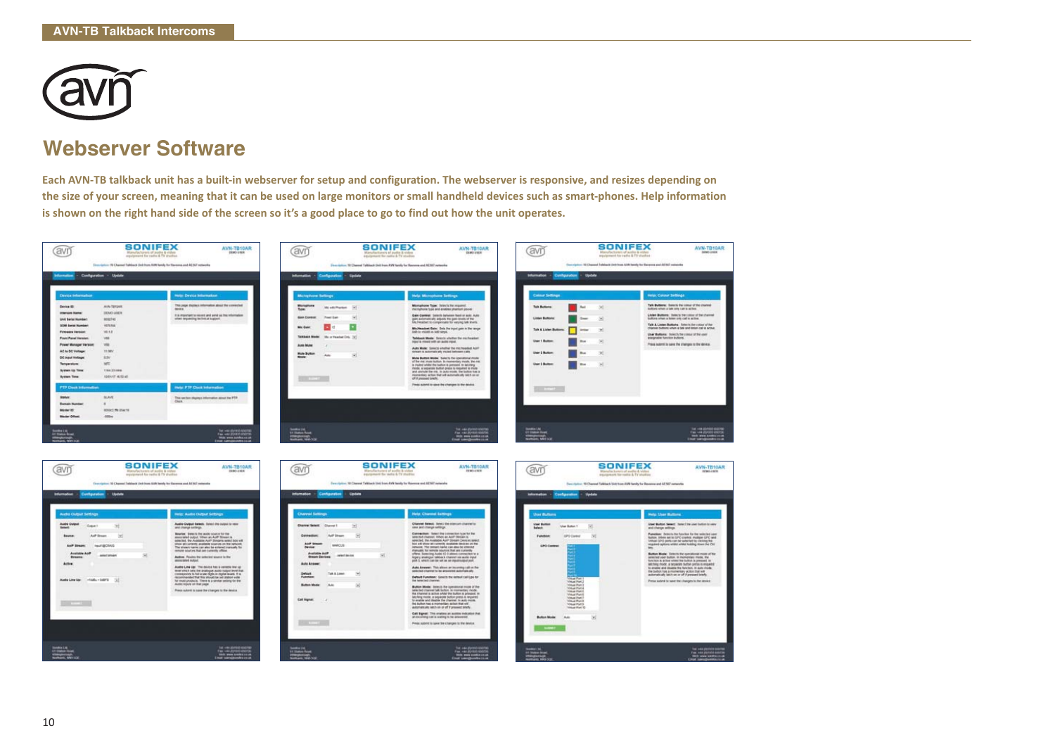# Webserver Software

**Each AVN-TB talkback unit has a built-in webserver for setup and configuration. The webserver is responsive, and resizes depending on the size of your screen, meaning that it can be used on large monitors or small handheld devices such as smart-phones. Help information is shown on the right hand side of the screen so it's a good place to go to find out how the unit operates.**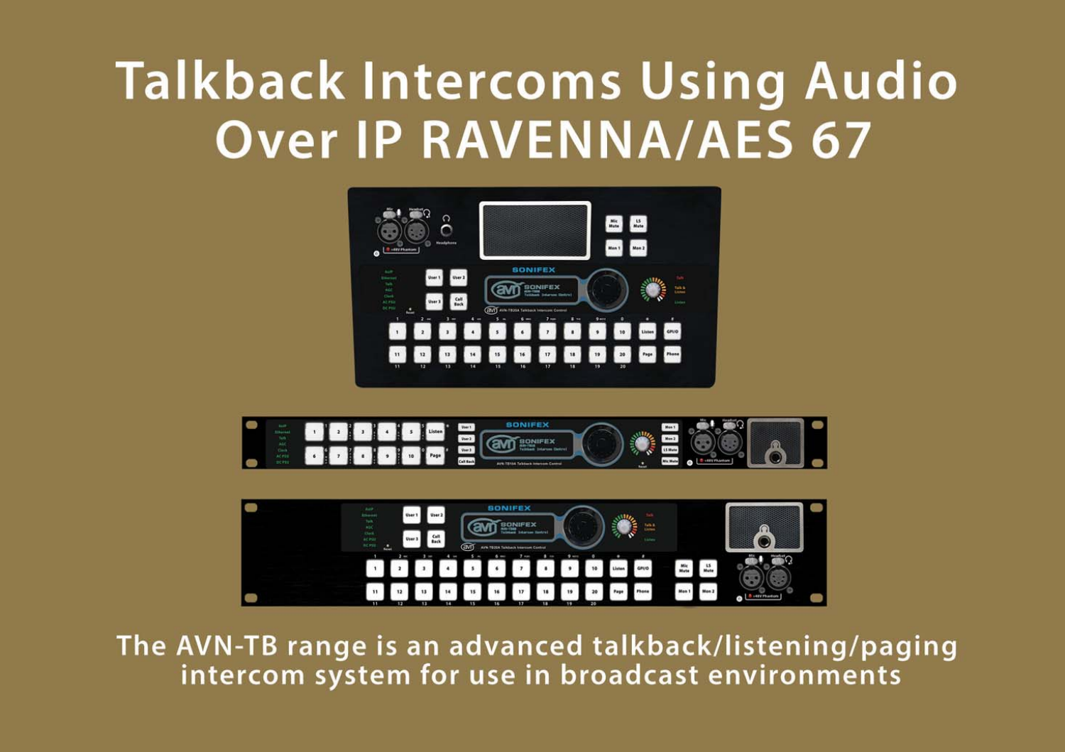# Talkback Intercoms Using Audio Over IP RAVENNA/AES 67

The AVN-TB range is an advanced talkback/listening/paging intercom system for use in broadcast environments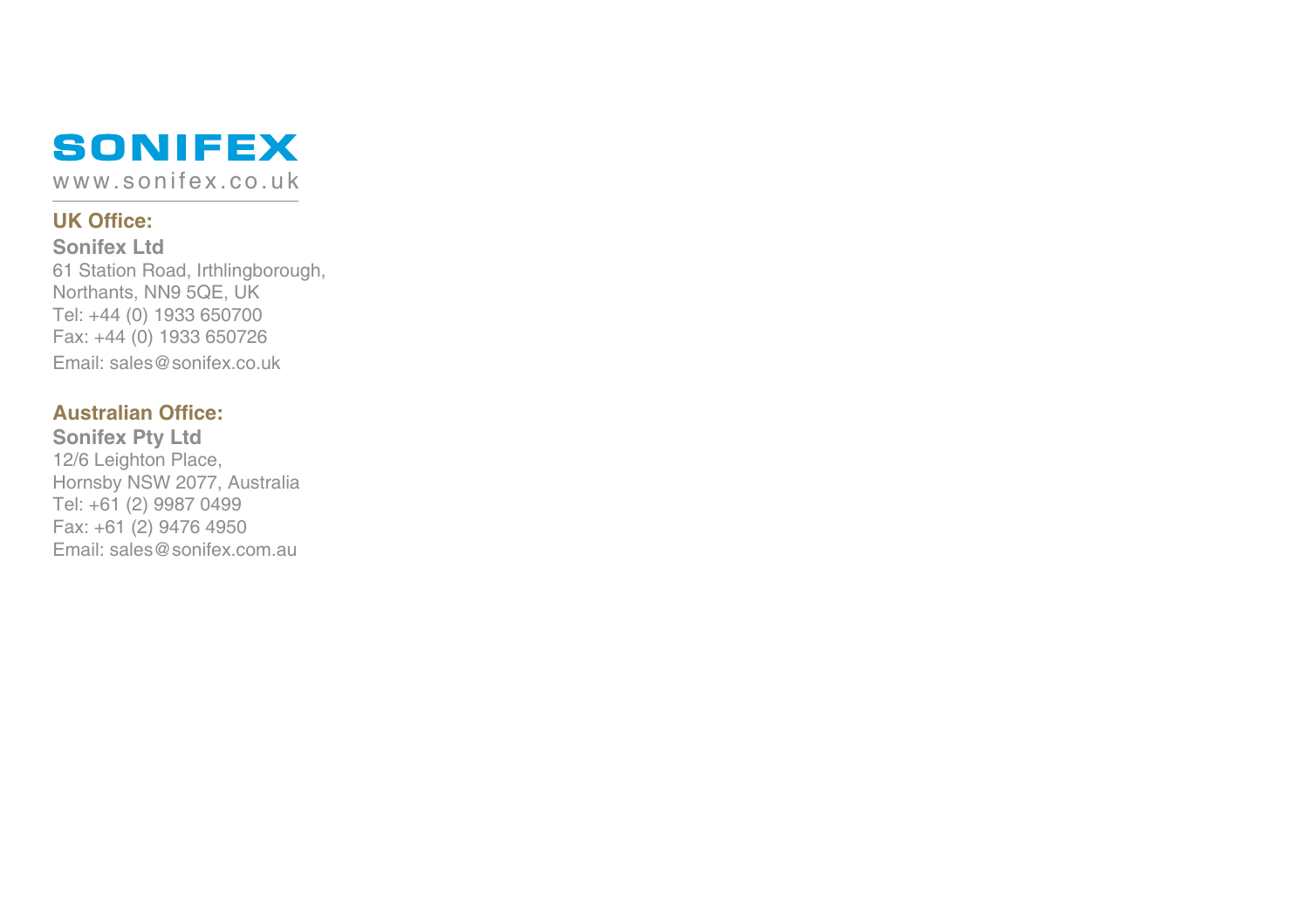**SONIFEX**

www.sonifex.co.uk

**UK Office:**

**Sonifex Ltd**
61 Station Road, Irthlingborough,
Northants, NN9 5QE, UK
Tel: +44 (0) 1933 650700
Fax: +44 (0) 1933 650726
Email: sales@sonifex.co.uk

**Australian Office:**

**Sonifex Pty Ltd**
12/6 Leighton Place,
Hornsby NSW 2077, Australia
Tel: +61 (2) 9987 0499
Fax: +61 (2) 9476 4950
Email: sales@sonifex.com.au